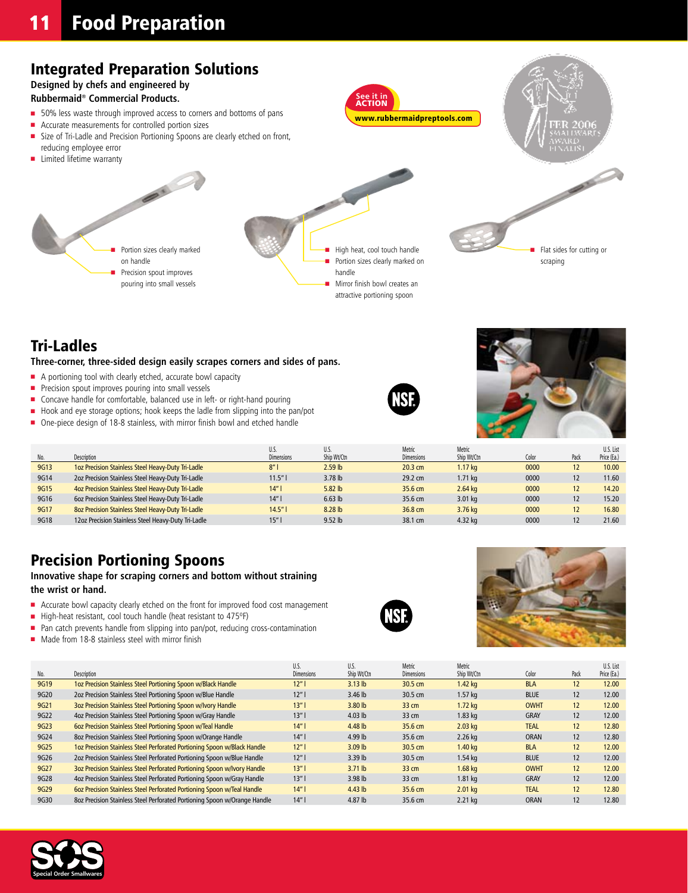# Food Preparation

## Integrated Preparation Solutions

**Designed by chefs and engineered by Rubbermaid® Commercial Products.**

- 50% less waste through improved access to corners and bottoms of pans
- Accurate measurements for controlled portion sizes
- Size of Tri-Ladle and Precision Portioning Spoons are clearly etched on front, reducing employee error
- Limited lifetime warranty

See it in ACTION
www.rubbermaidpreptools.com

- Portion sizes clearly marked on handle
- Precision spout improves pouring into small vessels

- High heat, cool touch handle
- Portion sizes clearly marked on handle
- Mirror finish bowl creates an attractive portioning spoon

- Flat sides for cutting or scraping

## Tri-Ladles

**Three-corner, three-sided design easily scrapes corners and sides of pans.**

- A portioning tool with clearly etched, accurate bowl capacity
- Precision spout improves pouring into small vessels
- Concave handle for comfortable, balanced use in left- or right-hand pouring
- Hook and eye storage options; hook keeps the ladle from slipping into the pan/pot
- One-piece design of 18-8 stainless, with mirror finish bowl and etched handle

| No. | Description | U.S. Dimensions | U.S. Ship Wt/Ctn | Metric Dimensions | Metric Ship Wt/Ctn | Color | Pack | U.S. List Price (Ea.) |
|---|---|---|---|---|---|---|---|---|
| 9G13 | 1oz Precision Stainless Steel Heavy-Duty Tri-Ladle | 8" l | 2.59 lb | 20.3 cm | 1.17 kg | 0000 | 12 | 10.00 |
| 9G14 | 2oz Precision Stainless Steel Heavy-Duty Tri-Ladle | 11.5" l | 3.78 lb | 29.2 cm | 1.71 kg | 0000 | 12 | 11.60 |
| 9G15 | 4oz Precision Stainless Steel Heavy-Duty Tri-Ladle | 14" l | 5.82 lb | 35.6 cm | 2.64 kg | 0000 | 12 | 14.20 |
| 9G16 | 6oz Precision Stainless Steel Heavy-Duty Tri-Ladle | 14" l | 6.63 lb | 35.6 cm | 3.01 kg | 0000 | 12 | 15.20 |
| 9G17 | 8oz Precision Stainless Steel Heavy-Duty Tri-Ladle | 14.5" l | 8.28 lb | 36.8 cm | 3.76 kg | 0000 | 12 | 16.80 |
| 9G18 | 12oz Precision Stainless Steel Heavy-Duty Tri-Ladle | 15" l | 9.52 lb | 38.1 cm | 4.32 kg | 0000 | 12 | 21.60 |

## Precision Portioning Spoons

**Innovative shape for scraping corners and bottom without straining the wrist or hand.**

- Accurate bowl capacity clearly etched on the front for improved food cost management
- High-heat resistant, cool touch handle (heat resistant to 475ºF)
- Pan catch prevents handle from slipping into pan/pot, reducing cross-contamination
- Made from 18-8 stainless steel with mirror finish

| No. | Description | U.S. Dimensions | U.S. Ship Wt/Ctn | Metric Dimensions | Metric Ship Wt/Ctn | Color | Pack | U.S. List Price (Ea.) |
|---|---|---|---|---|---|---|---|---|
| 9G19 | 1oz Precision Stainless Steel Portioning Spoon w/Black Handle | 12" l | 3.13 lb | 30.5 cm | 1.42 kg | BLA | 12 | 12.00 |
| 9G20 | 2oz Precision Stainless Steel Portioning Spoon w/Blue Handle | 12" l | 3.46 lb | 30.5 cm | 1.57 kg | BLUE | 12 | 12.00 |
| 9G21 | 3oz Precision Stainless Steel Portioning Spoon w/Ivory Handle | 13" l | 3.80 lb | 33 cm | 1.72 kg | OWHT | 12 | 12.00 |
| 9G22 | 4oz Precision Stainless Steel Portioning Spoon w/Gray Handle | 13" l | 4.03 lb | 33 cm | 1.83 kg | GRAY | 12 | 12.00 |
| 9G23 | 6oz Precision Stainless Steel Portioning Spoon w/Teal Handle | 14" l | 4.48 lb | 35.6 cm | 2.03 kg | TEAL | 12 | 12.80 |
| 9G24 | 8oz Precision Stainless Steel Portioning Spoon w/Orange Handle | 14" l | 4.99 lb | 35.6 cm | 2.26 kg | ORAN | 12 | 12.80 |
| 9G25 | 1oz Precision Stainless Steel Perforated Portioning Spoon w/Black Handle | 12" l | 3.09 lb | 30.5 cm | 1.40 kg | BLA | 12 | 12.00 |
| 9G26 | 2oz Precision Stainless Steel Perforated Portioning Spoon w/Blue Handle | 12" l | 3.39 lb | 30.5 cm | 1.54 kg | BLUE | 12 | 12.00 |
| 9G27 | 3oz Precision Stainless Steel Perforated Portioning Spoon w/Ivory Handle | 13" l | 3.71 lb | 33 cm | 1.68 kg | OWHT | 12 | 12.00 |
| 9G28 | 4oz Precision Stainless Steel Perforated Portioning Spoon w/Gray Handle | 13" l | 3.98 lb | 33 cm | 1.81 kg | GRAY | 12 | 12.00 |
| 9G29 | 6oz Precision Stainless Steel Perforated Portioning Spoon w/Teal Handle | 14" l | 4.43 lb | 35.6 cm | 2.01 kg | TEAL | 12 | 12.80 |
| 9G30 | 8oz Precision Stainless Steel Perforated Portioning Spoon w/Orange Handle | 14" l | 4.87 lb | 35.6 cm | 2.21 kg | ORAN | 12 | 12.80 |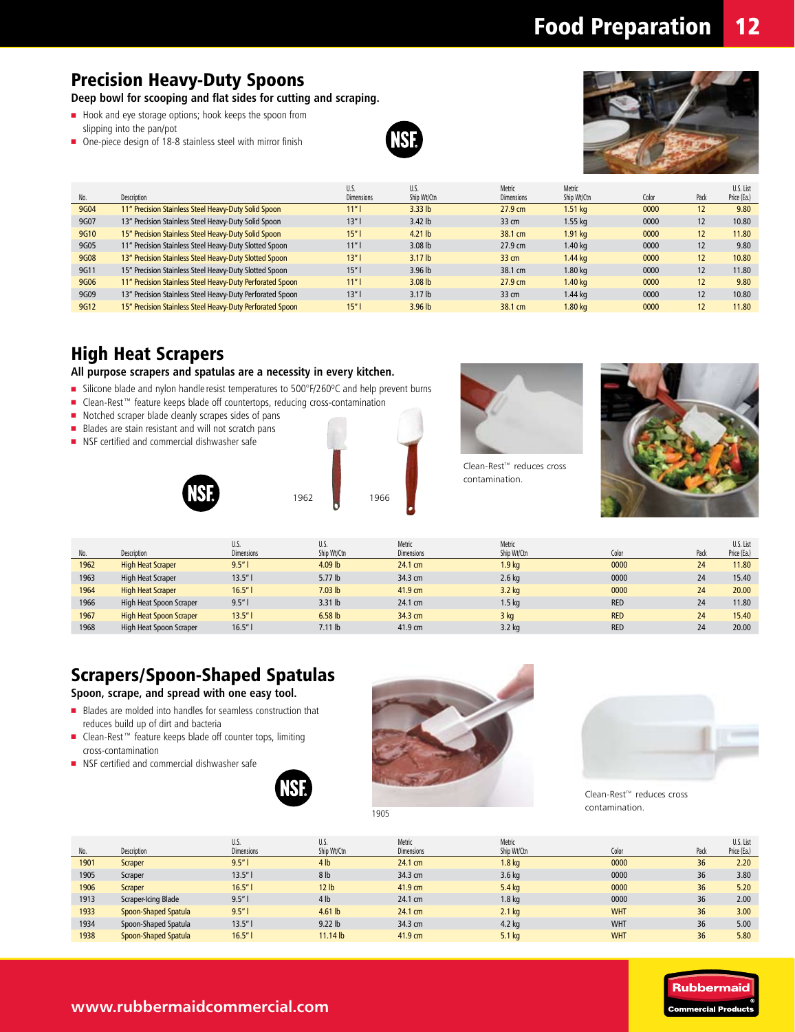## Precision Heavy-Duty Spoons

**Deep bowl for scooping and flat sides for cutting and scraping.**

- Hook and eye storage options; hook keeps the spoon from slipping into the pan/pot
- One-piece design of 18-8 stainless steel with mirror finish

| No. | Description | U.S. Dimensions | U.S. Ship Wt/Ctn | Metric Dimensions | Metric Ship Wt/Ctn | Color | Pack | U.S. List Price (Ea.) |
|---|---|---|---|---|---|---|---|---|
| 9G04 | 11" Precision Stainless Steel Heavy-Duty Solid Spoon | 11" l | 3.33 lb | 27.9 cm | 1.51 kg | 0000 | 12 | 9.80 |
| 9G07 | 13" Precision Stainless Steel Heavy-Duty Solid Spoon | 13" l | 3.42 lb | 33 cm | 1.55 kg | 0000 | 12 | 10.80 |
| 9G10 | 15" Precision Stainless Steel Heavy-Duty Solid Spoon | 15" l | 4.21 lb | 38.1 cm | 1.91 kg | 0000 | 12 | 11.80 |
| 9G05 | 11" Precision Stainless Steel Heavy-Duty Slotted Spoon | 11" l | 3.08 lb | 27.9 cm | 1.40 kg | 0000 | 12 | 9.80 |
| 9G08 | 13" Precision Stainless Steel Heavy-Duty Slotted Spoon | 13" l | 3.17 lb | 33 cm | 1.44 kg | 0000 | 12 | 10.80 |
| 9G11 | 15" Precision Stainless Steel Heavy-Duty Slotted Spoon | 15" l | 3.96 lb | 38.1 cm | 1.80 kg | 0000 | 12 | 11.80 |
| 9G06 | 11" Precision Stainless Steel Heavy-Duty Perforated Spoon | 11" l | 3.08 lb | 27.9 cm | 1.40 kg | 0000 | 12 | 9.80 |
| 9G09 | 13" Precision Stainless Steel Heavy-Duty Perforated Spoon | 13" l | 3.17 lb | 33 cm | 1.44 kg | 0000 | 12 | 10.80 |
| 9G12 | 15" Precision Stainless Steel Heavy-Duty Perforated Spoon | 15" l | 3.96 lb | 38.1 cm | 1.80 kg | 0000 | 12 | 11.80 |

## High Heat Scrapers

**All purpose scrapers and spatulas are a necessity in every kitchen.**

- Silicone blade and nylon handle resist temperatures to 500°F/260°C and help prevent burns
- Clean-Rest™ feature keeps blade off countertops, reducing cross-contamination
- Notched scraper blade cleanly scrapes sides of pans
- Blades are stain resistant and will not scratch pans
- NSF certified and commercial dishwasher safe

1962 1966

Clean-Rest™ reduces cross contamination.

| No. | Description | U.S. Dimensions | U.S. Ship Wt/Ctn | Metric Dimensions | Metric Ship Wt/Ctn | Color | Pack | U.S. List Price (Ea.) |
|---|---|---|---|---|---|---|---|---|
| 1962 | High Heat Scraper | 9.5" l | 4.09 lb | 24.1 cm | 1.9 kg | 0000 | 24 | 11.80 |
| 1963 | High Heat Scraper | 13.5" l | 5.77 lb | 34.3 cm | 2.6 kg | 0000 | 24 | 15.40 |
| 1964 | High Heat Scraper | 16.5" l | 7.03 lb | 41.9 cm | 3.2 kg | 0000 | 24 | 20.00 |
| 1966 | High Heat Spoon Scraper | 9.5" l | 3.31 lb | 24.1 cm | 1.5 kg | RED | 24 | 11.80 |
| 1967 | High Heat Spoon Scraper | 13.5" l | 6.58 lb | 34.3 cm | 3 kg | RED | 24 | 15.40 |
| 1968 | High Heat Spoon Scraper | 16.5" l | 7.11 lb | 41.9 cm | 3.2 kg | RED | 24 | 20.00 |

## Scrapers/Spoon-Shaped Spatulas

**Spoon, scrape, and spread with one easy tool.**

- Blades are molded into handles for seamless construction that reduces build up of dirt and bacteria
- Clean-Rest™ feature keeps blade off counter tops, limiting cross-contamination
- NSF certified and commercial dishwasher safe

1905

Clean-Rest™ reduces cross contamination.

| No. | Description | U.S. Dimensions | U.S. Ship Wt/Ctn | Metric Dimensions | Metric Ship Wt/Ctn | Color | Pack | U.S. List Price (Ea.) |
|---|---|---|---|---|---|---|---|---|
| 1901 | Scraper | 9.5" l | 4 lb | 24.1 cm | 1.8 kg | 0000 | 36 | 2.20 |
| 1905 | Scraper | 13.5" l | 8 lb | 34.3 cm | 3.6 kg | 0000 | 36 | 3.80 |
| 1906 | Scraper | 16.5" l | 12 lb | 41.9 cm | 5.4 kg | 0000 | 36 | 5.20 |
| 1913 | Scraper-Icing Blade | 9.5" l | 4 lb | 24.1 cm | 1.8 kg | 0000 | 36 | 2.00 |
| 1933 | Spoon-Shaped Spatula | 9.5" l | 4.61 lb | 24.1 cm | 2.1 kg | WHT | 36 | 3.00 |
| 1934 | Spoon-Shaped Spatula | 13.5" l | 9.22 lb | 34.3 cm | 4.2 kg | WHT | 36 | 5.00 |
| 1938 | Spoon-Shaped Spatula | 16.5" l | 11.14 lb | 41.9 cm | 5.1 kg | WHT | 36 | 5.80 |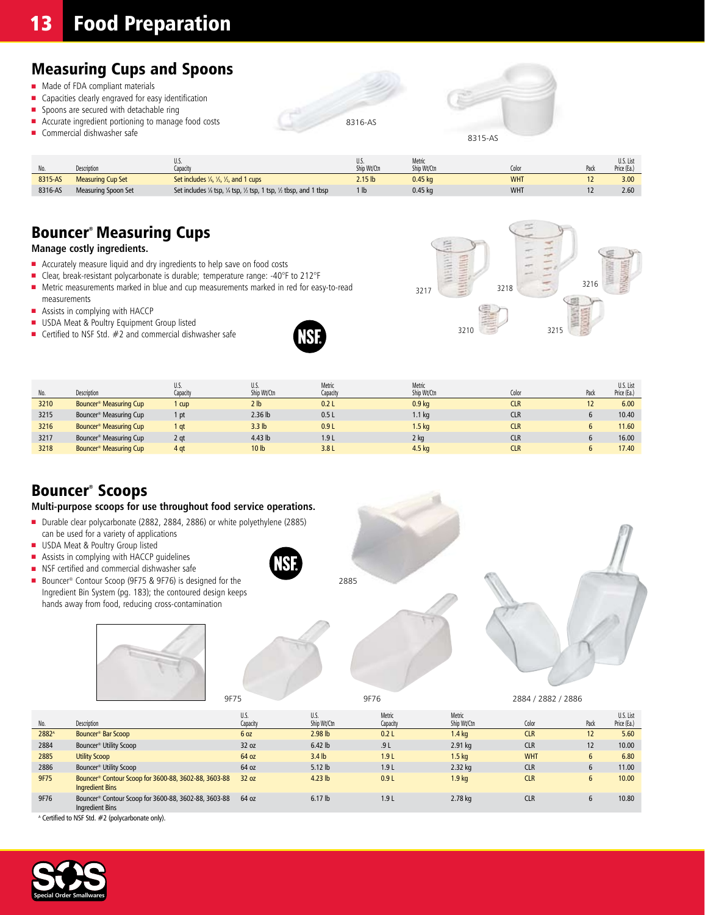## Measuring Cups and Spoons

- Made of FDA compliant materials
- Capacities clearly engraved for easy identification
- Spoons are secured with detachable ring
- Accurate ingredient portioning to manage food costs
- Commercial dishwasher safe

8316-AS

8315-AS

| No. | Description | U.S. Capacity | U.S. Ship Wt/Ctn | Metric Ship Wt/Ctn | Color | Pack | U.S. List Price (Ea.) |
|---|---|---|---|---|---|---|---|
| 8315-AS | Measuring Cup Set | Set includes ¼, ⅓, ½, and 1 cups | 2.15 lb | 0.45 kg | WHT | 12 | 3.00 |
| 8316-AS | Measuring Spoon Set | Set includes ⅛ tsp, ¼ tsp, ½ tsp, 1 tsp, ½ tbsp, and 1 tbsp | 1 lb | 0.45 kg | WHT | 12 | 2.60 |

## Bouncer® Measuring Cups

**Manage costly ingredients.**

- Accurately measure liquid and dry ingredients to help save on food costs
- Clear, break-resistant polycarbonate is durable; temperature range: -40°F to 212°F
- Metric measurements marked in blue and cup measurements marked in red for easy-to-read measurements
- Assists in complying with HACCP
- USDA Meat & Poultry Equipment Group listed
- Certified to NSF Std. #2 and commercial dishwasher safe

3217 3218 3216 3210 3215

| No. | Description | U.S. Capacity | U.S. Ship Wt/Ctn | Metric Capacity | Metric Ship Wt/Ctn | Color | Pack | U.S. List Price (Ea.) |
|---|---|---|---|---|---|---|---|---|
| 3210 | Bouncer® Measuring Cup | 1 cup | 2 lb | 0.2 L | 0.9 kg | CLR | 12 | 6.00 |
| 3215 | Bouncer® Measuring Cup | 1 pt | 2.36 lb | 0.5 L | 1.1 kg | CLR | 6 | 10.40 |
| 3216 | Bouncer® Measuring Cup | 1 qt | 3.3 lb | 0.9 L | 1.5 kg | CLR | 6 | 11.60 |
| 3217 | Bouncer® Measuring Cup | 2 qt | 4.43 lb | 1.9 L | 2 kg | CLR | 6 | 16.00 |
| 3218 | Bouncer® Measuring Cup | 4 qt | 10 lb | 3.8 L | 4.5 kg | CLR | 6 | 17.40 |

## Bouncer® Scoops

**Multi-purpose scoops for use throughout food service operations.**

- Durable clear polycarbonate (2882, 2884, 2886) or white polyethylene (2885) can be used for a variety of applications
- USDA Meat & Poultry Group listed
- Assists in complying with HACCP guidelines
- NSF certified and commercial dishwasher safe
- Bouncer® Contour Scoop (9F75 & 9F76) is designed for the Ingredient Bin System (pg. 183); the contoured design keeps hands away from food, reducing cross-contamination

2885

9F75

9F76

2884 / 2882 / 2886

| No. | Description | U.S. Capacity | U.S. Ship Wt/Ctn | Metric Capacity | Metric Ship Wt/Ctn | Color | Pack | U.S. List Price (Ea.) |
|---|---|---|---|---|---|---|---|---|
| 2882[A] | Bouncer® Bar Scoop | 6 oz | 2.98 lb | 0.2 L | 1.4 kg | CLR | 12 | 5.60 |
| 2884 | Bouncer® Utility Scoop | 32 oz | 6.42 lb | .9 L | 2.91 kg | CLR | 12 | 10.00 |
| 2885 | Utility Scoop | 64 oz | 3.4 lb | 1.9 L | 1.5 kg | WHT | 6 | 6.80 |
| 2886 | Bouncer® Utility Scoop | 64 oz | 5.12 lb | 1.9 L | 2.32 kg | CLR | 6 | 11.00 |
| 9F75 | Bouncer® Contour Scoop for 3600-88, 3602-88, 3603-88 Ingredient Bins | 32 oz | 4.23 lb | 0.9 L | 1.9 kg | CLR | 6 | 10.00 |
| 9F76 | Bouncer® Contour Scoop for 3600-88, 3602-88, 3603-88 Ingredient Bins | 64 oz | 6.17 lb | 1.9 L | 2.78 kg | CLR | 6 | 10.80 |

[A] Certified to NSF Std. #2 (polycarbonate only).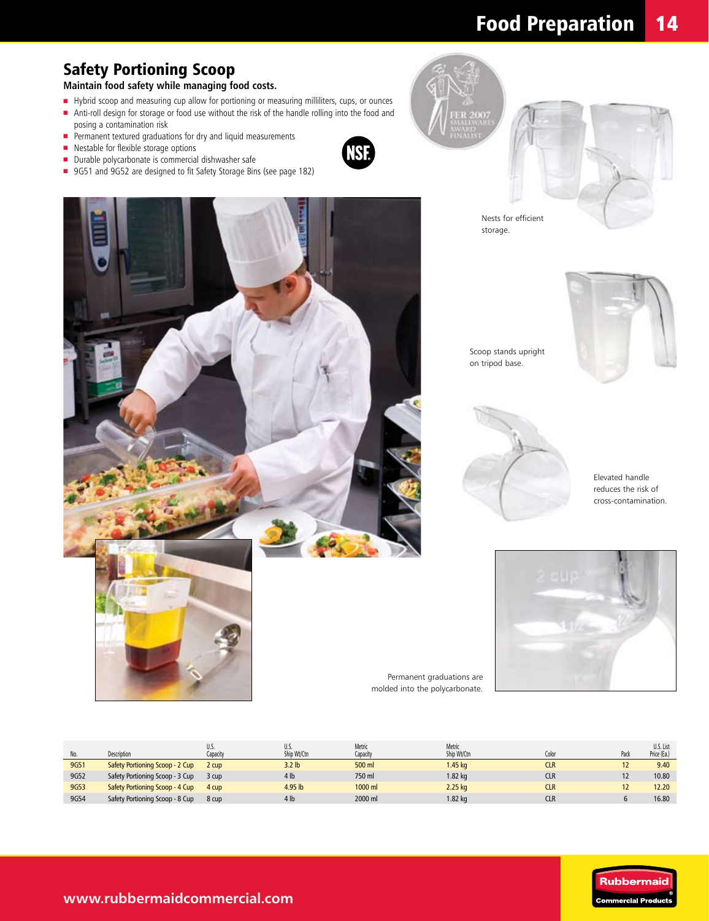## Safety Portioning Scoop

**Maintain food safety while managing food costs.**

- Hybrid scoop and measuring cup allow for portioning or measuring milliliters, cups, or ounces
- Anti-roll design for storage or food use without the risk of the handle rolling into the food and posing a contamination risk
- Permanent textured graduations for dry and liquid measurements
- Nestable for flexible storage options
- Durable polycarbonate is commercial dishwasher safe
- 9G51 and 9G52 are designed to fit Safety Storage Bins (see page 182)

Nests for efficient storage.

Scoop stands upright on tripod base.

Elevated handle reduces the risk of cross-contamination.

Permanent graduations are molded into the polycarbonate.

| No. | Description | U.S. Capacity | U.S. Ship Wt/Ctn | Metric Capacity | Metric Ship Wt/Ctn | Color | Pack | U.S. List Price (Ea.) |
|---|---|---|---|---|---|---|---|---|
| 9G51 | Safety Portioning Scoop - 2 Cup | 2 cup | 3.2 lb | 500 ml | 1.45 kg | CLR | 12 | 9.40 |
| 9G52 | Safety Portioning Scoop - 3 Cup | 3 cup | 4 lb | 750 ml | 1.82 kg | CLR | 12 | 10.80 |
| 9G53 | Safety Portioning Scoop - 4 Cup | 4 cup | 4.95 lb | 1000 ml | 2.25 kg | CLR | 12 | 12.20 |
| 9G54 | Safety Portioning Scoop - 8 Cup | 8 cup | 4 lb | 2000 ml | 1.82 kg | CLR | 6 | 16.80 |

www.rubbermaidcommercial.com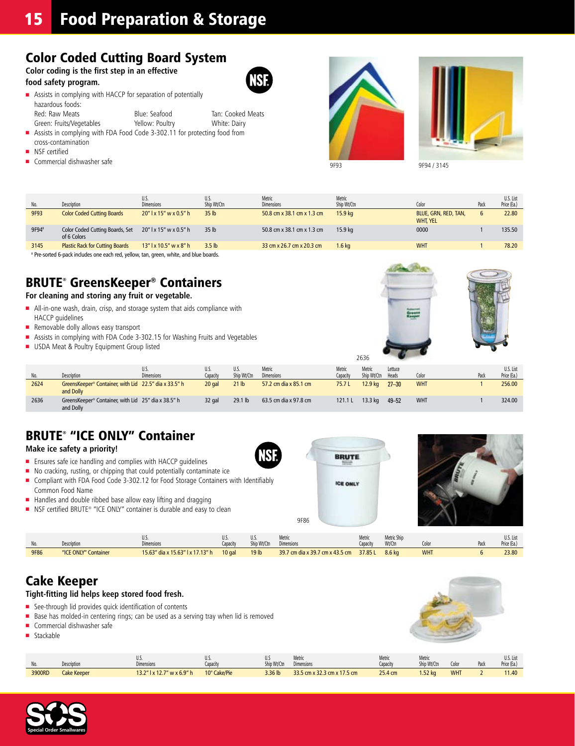## Color Coded Cutting Board System

**Color coding is the first step in an effective food safety program.**

- Assists in complying with HACCP for separation of potentially hazardous foods:
  Red: Raw Meats    Blue: Seafood    Tan: Cooked Meats
  Green: Fruits/Vegetables    Yellow: Poultry    White: Dairy
- Assists in complying with FDA Food Code 3-302.11 for protecting food from cross-contamination
- NSF certified
- Commercial dishwasher safe

9F93

9F94 / 3145

| No. | Description | U.S. Dimensions | U.S. Ship Wt/Ctn | Metric Dimensions | Metric Ship Wt/Ctn | Color | Pack | U.S. List Price (Ea.) |
|---|---|---|---|---|---|---|---|---|
| 9F93 | Color Coded Cutting Boards | 20" l x 15" w x 0.5" h | 35 lb | 50.8 cm x 38.1 cm x 1.3 cm | 15.9 kg | BLUE, GRN, RED, TAN, WHT, YEL | 6 | 22.80 |
| 9F94[a] | Color Coded Cutting Boards, Set of 6 Colors | 20" l x 15" w x 0.5" h | 35 lb | 50.8 cm x 38.1 cm x 1.3 cm | 15.9 kg | 0000 | 1 | 135.50 |
| 3145 | Plastic Rack for Cutting Boards | 13" l x 10.5" w x 8" h | 3.5 lb | 33 cm x 26.7 cm x 20.3 cm | 1.6 kg | WHT | 1 | 78.20 |

[a] Pre-sorted 6-pack includes one each red, yellow, tan, green, white, and blue boards.

## BRUTE® GreensKeeper® Containers

**For cleaning and storing any fruit or vegetable.**

- All-in-one wash, drain, crisp, and storage system that aids compliance with HACCP guidelines
- Removable dolly allows easy transport
- Assists in complying with FDA Code 3-302.15 for Washing Fruits and Vegetables
- USDA Meat & Poultry Equipment Group listed

2636

| No. | Description | U.S. Dimensions | U.S. Capacity | U.S. Ship Wt/Ctn | Metric Dimensions | Metric Capacity | Metric Ship Wt/Ctn | Lettuce Heads | Color | Pack | U.S. List Price (Ea.) |
|---|---|---|---|---|---|---|---|---|---|---|---|
| 2624 | GreensKeeper® Container, with Lid and Dolly | 22.5" dia x 33.5" h | 20 gal | 21 lb | 57.2 cm dia x 85.1 cm | 75.7 L | 12.9 kg | 27–30 | WHT | 1 | 256.00 |
| 2636 | GreensKeeper® Container, with Lid and Dolly | 25" dia x 38.5" h | 32 gal | 29.1 lb | 63.5 cm dia x 97.8 cm | 121.1 L | 13.3 kg | 49–52 | WHT | 1 | 324.00 |

## BRUTE® "ICE ONLY" Container

**Make ice safety a priority!**

- Ensures safe ice handling and complies with HACCP guidelines
- No cracking, rusting, or chipping that could potentially contaminate ice
- Compliant with FDA Food Code 3-302.12 for Food Storage Containers with Identifiably Common Food Name
- Handles and double ribbed base allow easy lifting and dragging
- NSF certified BRUTE® "ICE ONLY" container is durable and easy to clean

9F86

| No. | Description | U.S. Dimensions | U.S. Capacity | U.S. Ship Wt/Ctn | Metric Dimensions | Metric Capacity | Metric Ship Wt/Ctn | Color | Pack | U.S. List Price (Ea.) |
|---|---|---|---|---|---|---|---|---|---|---|
| 9F86 | "ICE ONLY" Container | 15.63" dia x 15.63" l x 17.13" h | 10 gal | 19 lb | 39.7 cm dia x 39.7 cm x 43.5 cm | 37.85 L | 8.6 kg | WHT | 6 | 23.80 |

## Cake Keeper

**Tight-fitting lid helps keep stored food fresh.**

- See-through lid provides quick identification of contents
- Base has molded-in centering rings; can be used as a serving tray when lid is removed
- Commercial dishwasher safe
- Stackable

| No. | Description | U.S. Dimensions | U.S. Capacity | U.S Ship Wt/Ctn | Metric Dimensions | Metric Capacity | Metric Ship Wt/Ctn | Color | Pack | U.S. List Price (Ea.) |
|---|---|---|---|---|---|---|---|---|---|---|
| 3900RD | Cake Keeper | 13.2" l x 12.7" w x 6.9" h | 10" Cake/Pie | 3.36 lb | 33.5 cm x 32.3 cm x 17.5 cm | 25.4 cm | 1.52 kg | WHT | 2 | 11.40 |